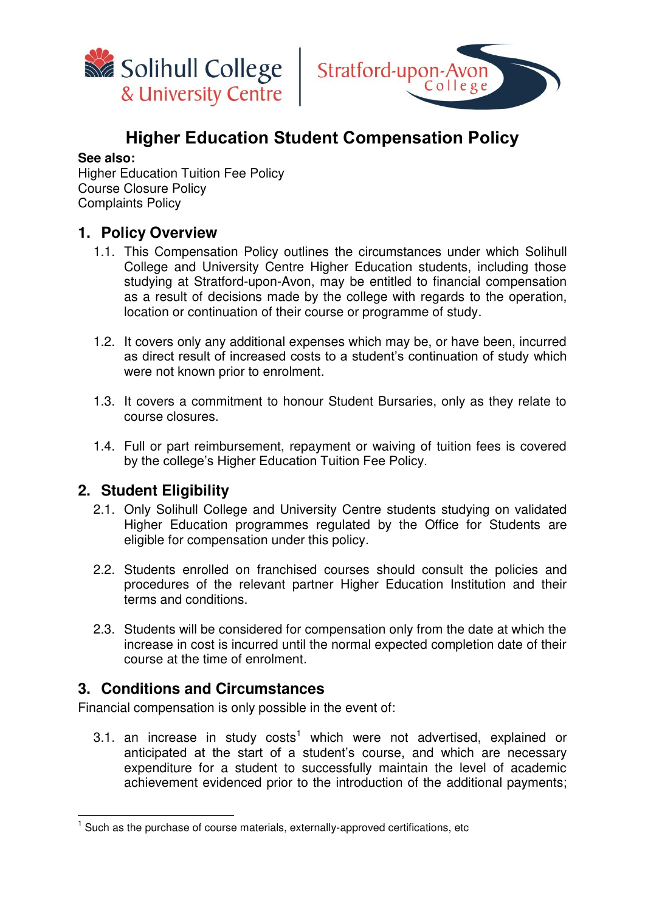# Higher Education Student Compensation Policy

**See also:**
Higher Education Tuition Fee Policy
Course Closure Policy
Complaints Policy

## 1. Policy Overview

1.1. This Compensation Policy outlines the circumstances under which Solihull College and University Centre Higher Education students, including those studying at Stratford-upon-Avon, may be entitled to financial compensation as a result of decisions made by the college with regards to the operation, location or continuation of their course or programme of study.

1.2. It covers only any additional expenses which may be, or have been, incurred as direct result of increased costs to a student's continuation of study which were not known prior to enrolment.

1.3. It covers a commitment to honour Student Bursaries, only as they relate to course closures.

1.4. Full or part reimbursement, repayment or waiving of tuition fees is covered by the college's Higher Education Tuition Fee Policy.

## 2. Student Eligibility

2.1. Only Solihull College and University Centre students studying on validated Higher Education programmes regulated by the Office for Students are eligible for compensation under this policy.

2.2. Students enrolled on franchised courses should consult the policies and procedures of the relevant partner Higher Education Institution and their terms and conditions.

2.3. Students will be considered for compensation only from the date at which the increase in cost is incurred until the normal expected completion date of their course at the time of enrolment.

## 3. Conditions and Circumstances

Financial compensation is only possible in the event of:

3.1. an increase in study costs[1] which were not advertised, explained or anticipated at the start of a student's course, and which are necessary expenditure for a student to successfully maintain the level of academic achievement evidenced prior to the introduction of the additional payments;

[1] Such as the purchase of course materials, externally-approved certifications, etc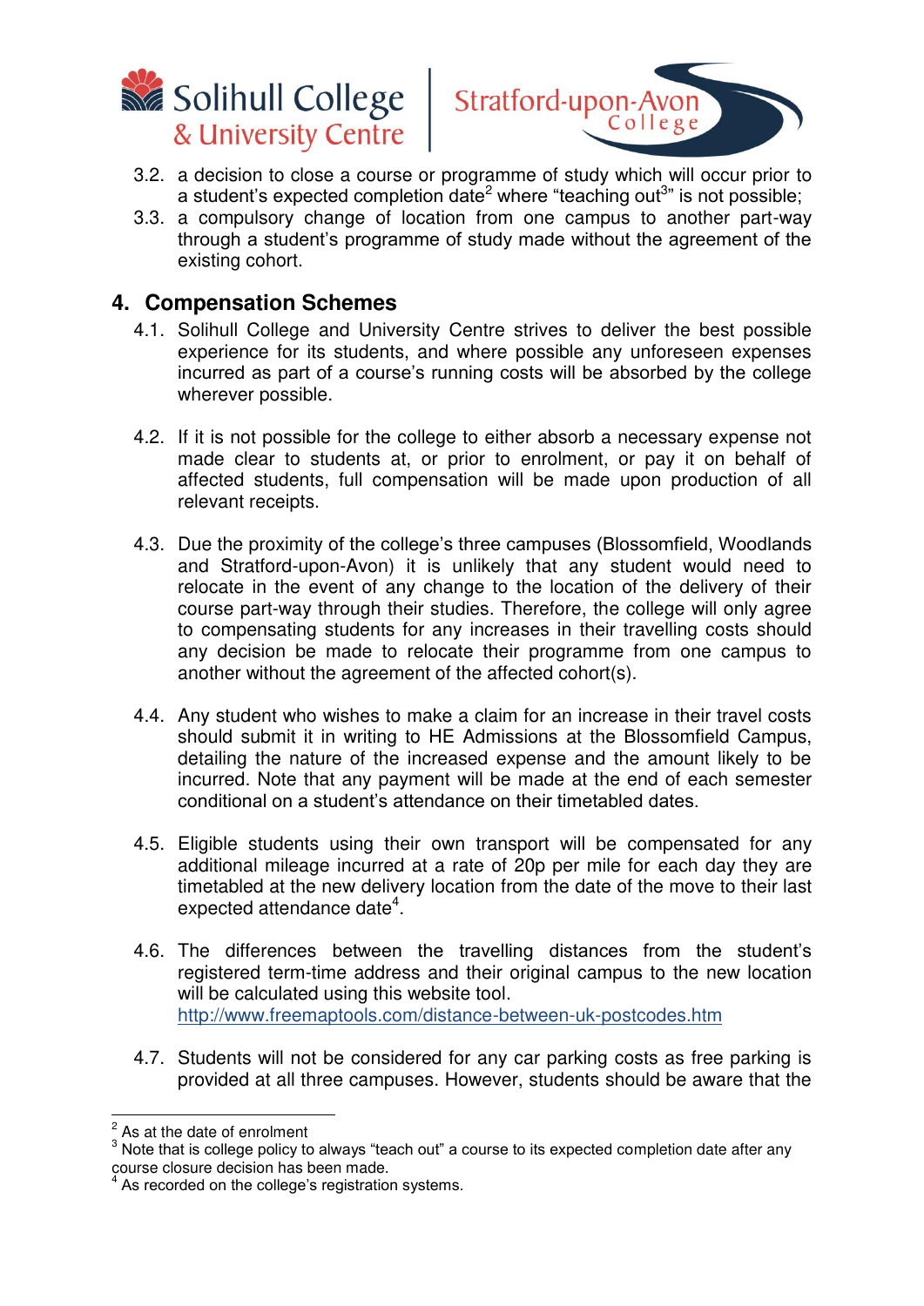3.2. a decision to close a course or programme of study which will occur prior to a student's expected completion date[2] where "teaching out[3]" is not possible;

3.3. a compulsory change of location from one campus to another part-way through a student's programme of study made without the agreement of the existing cohort.

## 4. Compensation Schemes

4.1. Solihull College and University Centre strives to deliver the best possible experience for its students, and where possible any unforeseen expenses incurred as part of a course's running costs will be absorbed by the college wherever possible.

4.2. If it is not possible for the college to either absorb a necessary expense not made clear to students at, or prior to enrolment, or pay it on behalf of affected students, full compensation will be made upon production of all relevant receipts.

4.3. Due the proximity of the college's three campuses (Blossomfield, Woodlands and Stratford-upon-Avon) it is unlikely that any student would need to relocate in the event of any change to the location of the delivery of their course part-way through their studies. Therefore, the college will only agree to compensating students for any increases in their travelling costs should any decision be made to relocate their programme from one campus to another without the agreement of the affected cohort(s).

4.4. Any student who wishes to make a claim for an increase in their travel costs should submit it in writing to HE Admissions at the Blossomfield Campus, detailing the nature of the increased expense and the amount likely to be incurred. Note that any payment will be made at the end of each semester conditional on a student's attendance on their timetabled dates.

4.5. Eligible students using their own transport will be compensated for any additional mileage incurred at a rate of 20p per mile for each day they are timetabled at the new delivery location from the date of the move to their last expected attendance date[4].

4.6. The differences between the travelling distances from the student's registered term-time address and their original campus to the new location will be calculated using this website tool. http://www.freemaptools.com/distance-between-uk-postcodes.htm

4.7. Students will not be considered for any car parking costs as free parking is provided at all three campuses. However, students should be aware that the

---

[2] As at the date of enrolment

[3] Note that is college policy to always "teach out" a course to its expected completion date after any course closure decision has been made.

[4] As recorded on the college's registration systems.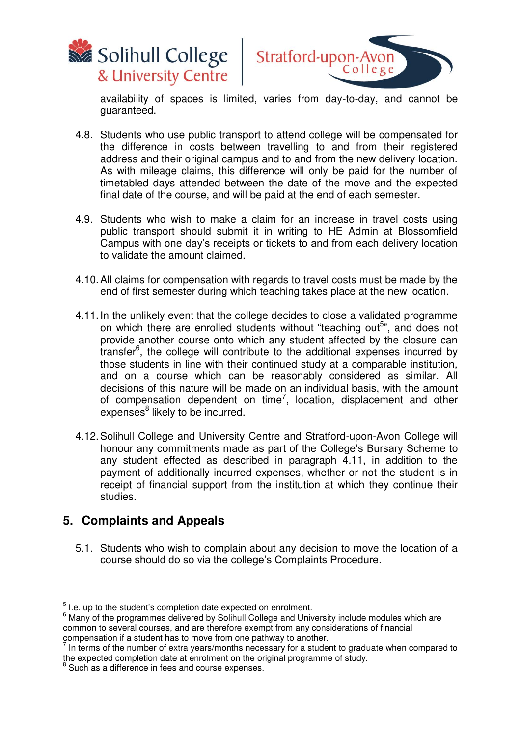availability of spaces is limited, varies from day-to-day, and cannot be guaranteed.

4.8. Students who use public transport to attend college will be compensated for the difference in costs between travelling to and from their registered address and their original campus and to and from the new delivery location. As with mileage claims, this difference will only be paid for the number of timetabled days attended between the date of the move and the expected final date of the course, and will be paid at the end of each semester.

4.9. Students who wish to make a claim for an increase in travel costs using public transport should submit it in writing to HE Admin at Blossomfield Campus with one day's receipts or tickets to and from each delivery location to validate the amount claimed.

4.10. All claims for compensation with regards to travel costs must be made by the end of first semester during which teaching takes place at the new location.

4.11. In the unlikely event that the college decides to close a validated programme on which there are enrolled students without "teaching out[5]", and does not provide another course onto which any student affected by the closure can transfer[6], the college will contribute to the additional expenses incurred by those students in line with their continued study at a comparable institution, and on a course which can be reasonably considered as similar. All decisions of this nature will be made on an individual basis, with the amount of compensation dependent on time[7], location, displacement and other expenses[8] likely to be incurred.

4.12. Solihull College and University Centre and Stratford-upon-Avon College will honour any commitments made as part of the College's Bursary Scheme to any student effected as described in paragraph 4.11, in addition to the payment of additionally incurred expenses, whether or not the student is in receipt of financial support from the institution at which they continue their studies.

## 5. Complaints and Appeals

5.1. Students who wish to complain about any decision to move the location of a course should do so via the college's Complaints Procedure.

---

[5] I.e. up to the student's completion date expected on enrolment.

[6] Many of the programmes delivered by Solihull College and University include modules which are common to several courses, and are therefore exempt from any considerations of financial compensation if a student has to move from one pathway to another.

[7] In terms of the number of extra years/months necessary for a student to graduate when compared to the expected completion date at enrolment on the original programme of study.

[8] Such as a difference in fees and course expenses.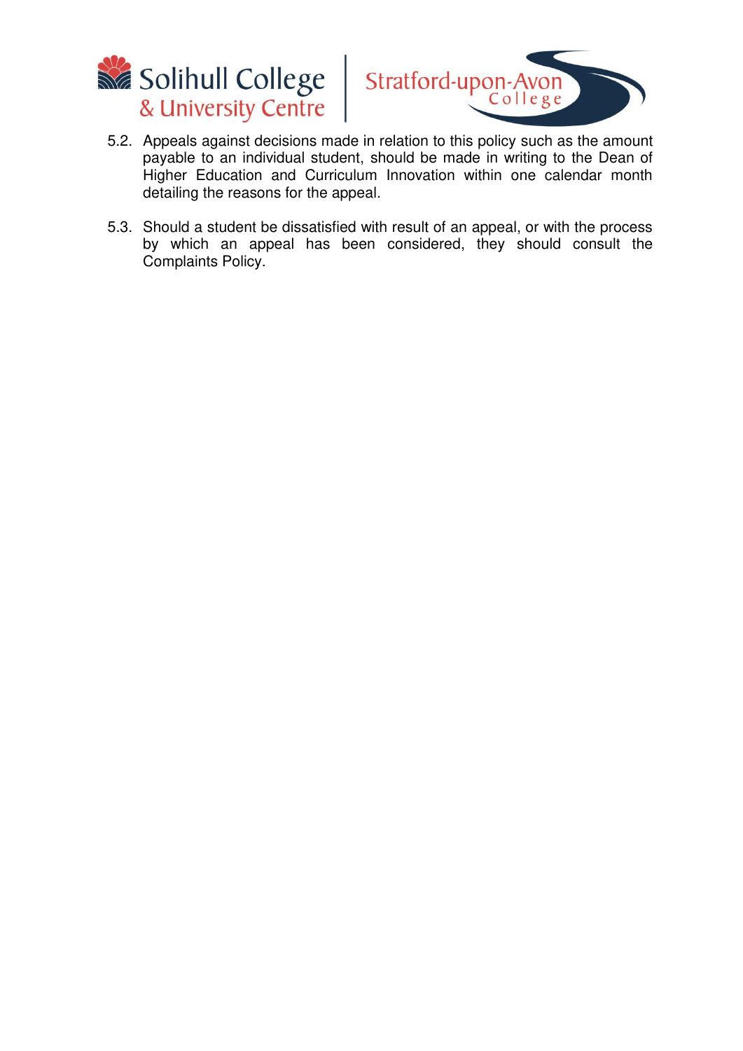5.2. Appeals against decisions made in relation to this policy such as the amount payable to an individual student, should be made in writing to the Dean of Higher Education and Curriculum Innovation within one calendar month detailing the reasons for the appeal.

5.3. Should a student be dissatisfied with result of an appeal, or with the process by which an appeal has been considered, they should consult the Complaints Policy.